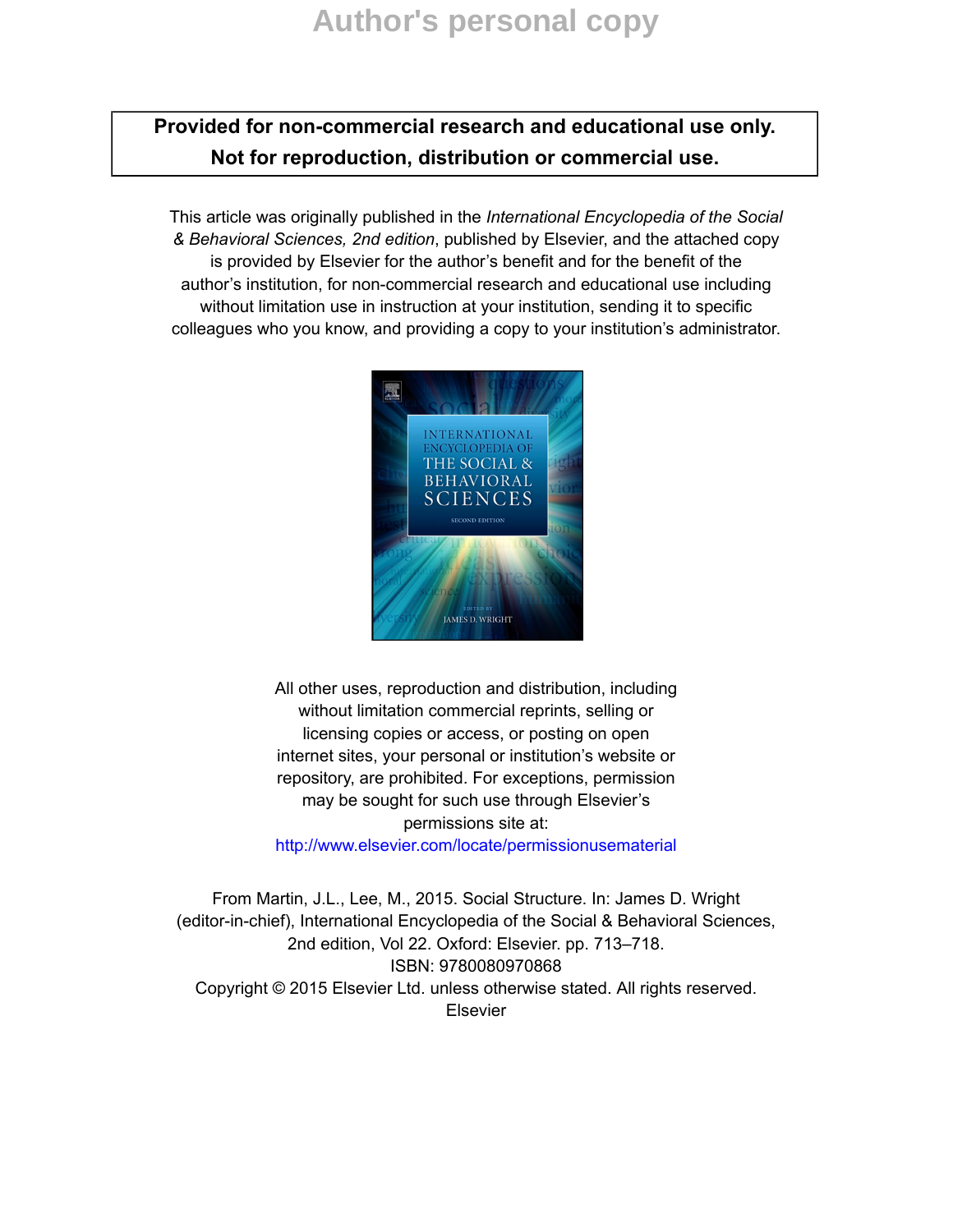# Author's personal copy

**Provided for non-commercial research and educational use only.**
**Not for reproduction, distribution or commercial use.**

This article was originally published in the *International Encyclopedia of the Social & Behavioral Sciences, 2nd edition*, published by Elsevier, and the attached copy is provided by Elsevier for the author's benefit and for the benefit of the author's institution, for non-commercial research and educational use including without limitation use in instruction at your institution, sending it to specific colleagues who you know, and providing a copy to your institution's administrator.

All other uses, reproduction and distribution, including without limitation commercial reprints, selling or licensing copies or access, or posting on open internet sites, your personal or institution's website or repository, are prohibited. For exceptions, permission may be sought for such use through Elsevier's permissions site at:
http://www.elsevier.com/locate/permissionusematerial

From Martin, J.L., Lee, M., 2015. Social Structure. In: James D. Wright (editor-in-chief), International Encyclopedia of the Social & Behavioral Sciences, 2nd edition, Vol 22. Oxford: Elsevier. pp. 713–718.
ISBN: 9780080970868
Copyright © 2015 Elsevier Ltd. unless otherwise stated. All rights reserved.
Elsevier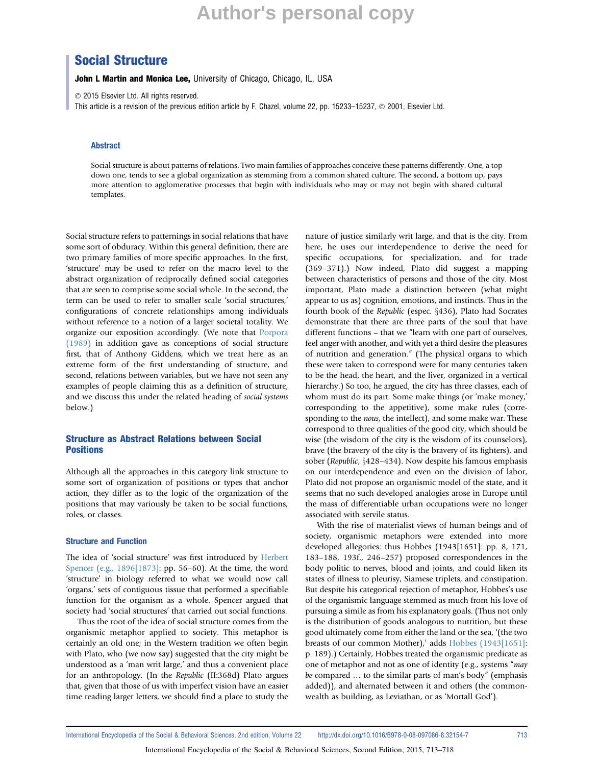# Social Structure

**John L Martin and Monica Lee,** University of Chicago, Chicago, IL, USA

© 2015 Elsevier Ltd. All rights reserved.

This article is a revision of the previous edition article by F. Chazel, volume 22, pp. 15233–15237, © 2001, Elsevier Ltd.

### Abstract

Social structure is about patterns of relations. Two main families of approaches conceive these patterns differently. One, a top down one, tends to see a global organization as stemming from a common shared culture. The second, a bottom up, pays more attention to agglomerative processes that begin with individuals who may or may not begin with shared cultural templates.

Social structure refers to patternings in social relations that have some sort of obduracy. Within this general definition, there are two primary families of more specific approaches. In the first, 'structure' may be used to refer on the macro level to the abstract organization of reciprocally defined social categories that are seen to comprise some social whole. In the second, the term can be used to refer to smaller scale 'social structures,' configurations of concrete relationships among individuals without reference to a notion of a larger societal totality. We organize our exposition accordingly. (We note that Porpora (1989) in addition gave as conceptions of social structure first, that of Anthony Giddens, which we treat here as an extreme form of the first understanding of structure, and second, relations between variables, but we have not seen any examples of people claiming this as a definition of structure, and we discuss this under the related heading of *social systems* below.)

## Structure as Abstract Relations between Social Positions

Although all the approaches in this category link structure to some sort of organization of positions or types that anchor action, they differ as to the logic of the organization of the positions that may variously be taken to be social functions, roles, or classes.

### Structure and Function

The idea of 'social structure' was first introduced by Herbert Spencer (e.g., 1896[1873]: pp. 56–60). At the time, the word 'structure' in biology referred to what we would now call 'organs,' sets of contiguous tissue that performed a specifiable function for the organism as a whole. Spencer argued that society had 'social structures' that carried out social functions.

Thus the root of the idea of social structure comes from the organismic metaphor applied to society. This metaphor is certainly an old one; in the Western tradition we often begin with Plato, who (we now say) suggested that the city might be understood as a 'man writ large,' and thus a convenient place for an anthropology. (In the *Republic* (II:368d) Plato argues that, given that those of us with imperfect vision have an easier time reading larger letters, we should find a place to study the nature of justice similarly writ large, and that is the city. From here, he uses our interdependence to derive the need for specific occupations, for specialization, and for trade (369–371).) Now indeed, Plato did suggest a mapping between characteristics of persons and those of the city. Most important, Plato made a distinction between (what might appear to us as) cognition, emotions, and instincts. Thus in the fourth book of the *Republic* (espec. §436), Plato had Socrates demonstrate that there are three parts of the soul that have different functions – that we "learn with one part of ourselves, feel anger with another, and with yet a third desire the pleasures of nutrition and generation." (The physical organs to which these were taken to correspond were for many centuries taken to be the head, the heart, and the liver, organized in a vertical hierarchy.) So too, he argued, the city has three classes, each of whom must do its part. Some make things (or 'make money,' corresponding to the appetitive), some make rules (corresponding to the *nous*, the intellect), and some make war. These correspond to three qualities of the good city, which should be wise (the wisdom of the city is the wisdom of its counselors), brave (the bravery of the city is the bravery of its fighters), and sober (*Republic*, §428–434). Now despite his famous emphasis on our interdependence and even on the division of labor, Plato did not propose an organismic model of the state, and it seems that no such developed analogies arose in Europe until the mass of differentiable urban occupations were no longer associated with servile status.

With the rise of materialist views of human beings and of society, organismic metaphors were extended into more developed allegories: thus Hobbes (1943[1651]: pp. 8, 171, 183–188, 193f., 246–257) proposed correspondences in the body politic to nerves, blood and joints, and could liken its states of illness to pleurisy, Siamese triplets, and constipation. But despite his categorical rejection of metaphor, Hobbes's use of the organismic language stemmed as much from his love of pursuing a simile as from his explanatory goals. (Thus not only is the distribution of goods analogous to nutrition, but these good ultimately come from either the land or the sea, '(the two breasts of our common Mother),' adds Hobbes (1943[1651]: p. 189).) Certainly, Hobbes treated the organismic predicate as one of metaphor and not as one of identity (e.g., systems "*may be* compared … to the similar parts of man's body" (emphasis added)), and alternated between it and others (the commonwealth as building, as Leviathan, or as 'Mortall God').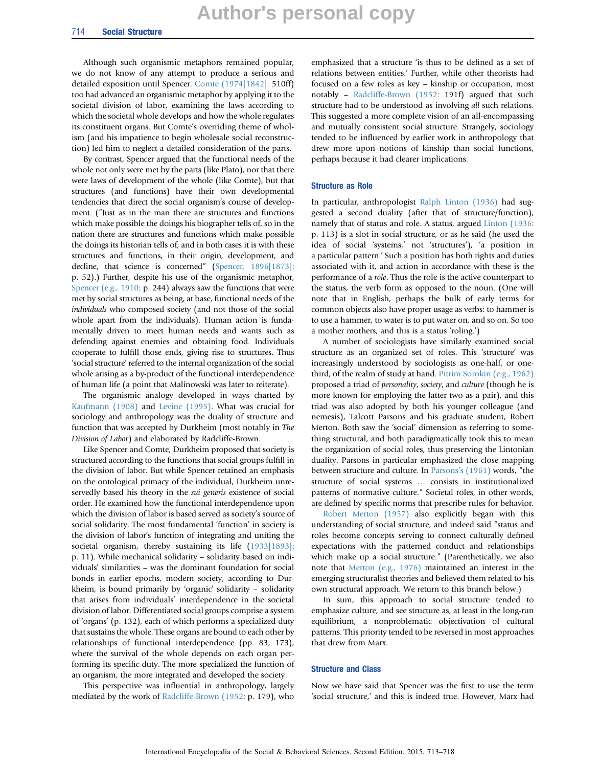Although such organismic metaphors remained popular, we do not know of any attempt to produce a serious and detailed exposition until Spencer. Comte (1974[1842]: 510ff) too had advanced an organismic metaphor by applying it to the societal division of labor, examining the laws according to which the societal whole develops and how the whole regulates its constituent organs. But Comte's overriding theme of wholism (and his impatience to begin wholesale social reconstruction) led him to neglect a detailed consideration of the parts.

By contrast, Spencer argued that the functional needs of the whole not only were met by the parts (like Plato), nor that there were laws of development of the whole (like Comte), but that structures (and functions) have their own developmental tendencies that direct the social organism's course of development. ("Just as in the man there are structures and functions which make possible the doings his biographer tells of, so in the nation there are structures and functions which make possible the doings its historian tells of; and in both cases it is with these structures and functions, in their origin, development, and decline, that science is concerned" (Spencer, 1896[1873]: p. 52).) Further, despite his use of the organismic metaphor, Spencer (e.g., 1910: p. 244) always saw the functions that were met by social structures as being, at base, functional needs of the *individuals* who composed society (and not those of the social whole apart from the individuals). Human action is fundamentally driven to meet human needs and wants such as defending against enemies and obtaining food. Individuals cooperate to fulfill those ends, giving rise to structures. Thus 'social structure' referred to the internal organization of the social whole arising as a by-product of the functional interdependence of human life (a point that Malinowski was later to reiterate).

The organismic analogy developed in ways charted by Kaufmann (1908) and Levine (1995). What was crucial for sociology and anthropology was the duality of structure and function that was accepted by Durkheim (most notably in *The Division of Labor*) and elaborated by Radcliffe-Brown.

Like Spencer and Comte, Durkheim proposed that society is structured according to the functions that social groups fulfill in the division of labor. But while Spencer retained an emphasis on the ontological primacy of the individual, Durkheim unreservedly based his theory in the *sui generis* existence of social order. He examined how the functional interdependence upon which the division of labor is based served as society's source of social solidarity. The most fundamental 'function' in society is the division of labor's function of integrating and uniting the societal organism, thereby sustaining its life (1933[1893]: p. 11). While mechanical solidarity – solidarity based on individuals' similarities – was the dominant foundation for social bonds in earlier epochs, modern society, according to Durkheim, is bound primarily by 'organic' solidarity – solidarity that arises from individuals' interdependence in the societal division of labor. Differentiated social groups comprise a system of 'organs' (p. 132), each of which performs a specialized duty that sustains the whole. These organs are bound to each other by relationships of functional interdependence (pp. 83, 173), where the survival of the whole depends on each organ performing its specific duty. The more specialized the function of an organism, the more integrated and developed the society.

This perspective was influential in anthropology, largely mediated by the work of Radcliffe-Brown (1952: p. 179), who emphasized that a structure 'is thus to be defined as a set of relations between entities.' Further, while other theorists had focused on a few roles as key – kinship or occupation, most notably – Radcliffe-Brown (1952: 191f) argued that such structure had to be understood as involving *all* such relations. This suggested a more complete vision of an all-encompassing and mutually consistent social structure. Strangely, sociology tended to be influenced by earlier work in anthropology that drew more upon notions of kinship than social functions, perhaps because it had clearer implications.

## Structure as Role

In particular, anthropologist Ralph Linton (1936) had suggested a second duality (after that of structure/function), namely that of status and role. A status, argued Linton (1936: p. 113) is a slot in social structure, or as he said (he used the idea of social 'systems,' not 'structures'), 'a position in a particular pattern.' Such a position has both rights and duties associated with it, and action in accordance with these is the performance of a *role*. Thus the role is the active counterpart to the status, the verb form as opposed to the noun. (One will note that in English, perhaps the bulk of early terms for common objects also have proper usage as verbs: to hammer is to use a hammer, to water is to put water on, and so on. So too a mother mothers, and this is a status 'roling.')

A number of sociologists have similarly examined social structure as an organized set of roles. This 'structure' was increasingly understood by sociologists as one-half, or one-third, of the realm of study at hand. Pitrim Sorokin (e.g., 1962) proposed a triad of *personality*, *society*, and *culture* (though he is more known for employing the latter two as a pair), and this triad was also adopted by both his younger colleague (and nemesis), Talcott Parsons and his graduate student, Robert Merton. Both saw the 'social' dimension as referring to something structural, and both paradigmatically took this to mean the organization of social roles, thus preserving the Lintonian duality. Parsons in particular emphasized the close mapping between structure and culture. In Parsons's (1961) words, "the structure of social systems … consists in institutionalized patterns of normative culture." Societal roles, in other words, are defined by specific norms that prescribe rules for behavior.

Robert Merton (1957) also explicitly began with this understanding of social structure, and indeed said "status and roles become concepts serving to connect culturally defined expectations with the patterned conduct and relationships which make up a social structure." (Parenthetically, we also note that Merton (e.g., 1976) maintained an interest in the emerging structuralist theories and believed them related to his own structural approach. We return to this branch below.)

In sum, this approach to social structure tended to emphasize culture, and see structure as, at least in the long-run equilibrium, a nonproblematic objectivation of cultural patterns. This priority tended to be reversed in most approaches that drew from Marx.

## Structure and Class

Now we have said that Spencer was the first to use the term 'social structure,' and this is indeed true. However, Marx had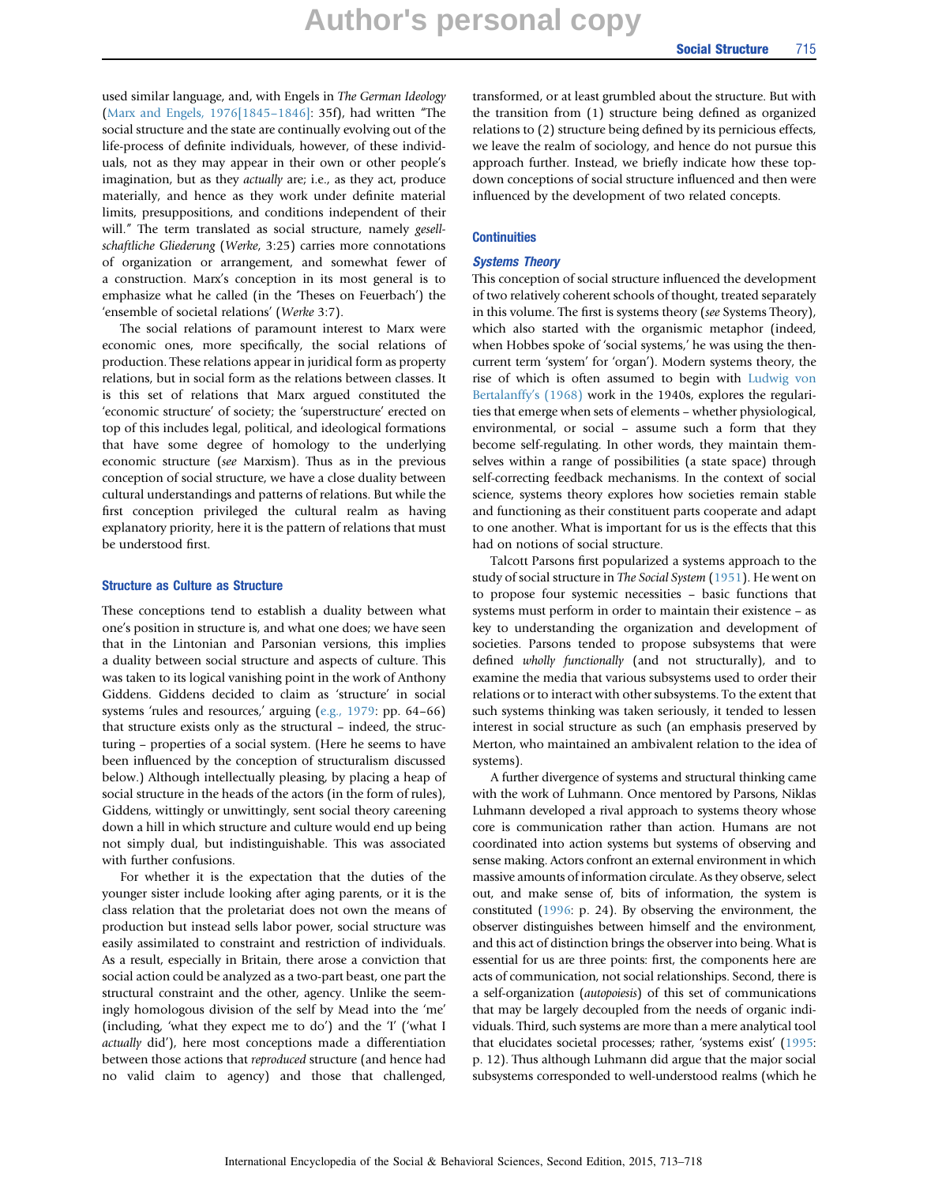used similar language, and, with Engels in *The German Ideology* (Marx and Engels, 1976[1845–1846]: 35f), had written "The social structure and the state are continually evolving out of the life-process of definite individuals, however, of these individuals, not as they may appear in their own or other people's imagination, but as they *actually* are; i.e., as they act, produce materially, and hence as they work under definite material limits, presuppositions, and conditions independent of their will." The term translated as social structure, namely *gesellschaftliche Gliederung* (*Werke*, 3:25) carries more connotations of organization or arrangement, and somewhat fewer of a construction. Marx's conception in its most general is to emphasize what he called (in the 'Theses on Feuerbach') the 'ensemble of societal relations' (*Werke* 3:7).

The social relations of paramount interest to Marx were economic ones, more specifically, the social relations of production. These relations appear in juridical form as property relations, but in social form as the relations between classes. It is this set of relations that Marx argued constituted the 'economic structure' of society; the 'superstructure' erected on top of this includes legal, political, and ideological formations that have some degree of homology to the underlying economic structure (*see* Marxism). Thus as in the previous conception of social structure, we have a close duality between cultural understandings and patterns of relations. But while the first conception privileged the cultural realm as having explanatory priority, here it is the pattern of relations that must be understood first.

### Structure as Culture as Structure

These conceptions tend to establish a duality between what one's position in structure is, and what one does; we have seen that in the Lintonian and Parsonian versions, this implies a duality between social structure and aspects of culture. This was taken to its logical vanishing point in the work of Anthony Giddens. Giddens decided to claim as 'structure' in social systems 'rules and resources,' arguing (e.g., 1979: pp. 64–66) that structure exists only as the structural – indeed, the structuring – properties of a social system. (Here he seems to have been influenced by the conception of structuralism discussed below.) Although intellectually pleasing, by placing a heap of social structure in the heads of the actors (in the form of rules), Giddens, wittingly or unwittingly, sent social theory careening down a hill in which structure and culture would end up being not simply dual, but indistinguishable. This was associated with further confusions.

For whether it is the expectation that the duties of the younger sister include looking after aging parents, or it is the class relation that the proletariat does not own the means of production but instead sells labor power, social structure was easily assimilated to constraint and restriction of individuals. As a result, especially in Britain, there arose a conviction that social action could be analyzed as a two-part beast, one part the structural constraint and the other, agency. Unlike the seemingly homologous division of the self by Mead into the 'me' (including, 'what they expect me to do') and the 'I' ('what I *actually* did'), here most conceptions made a differentiation between those actions that *reproduced* structure (and hence had no valid claim to agency) and those that challenged, transformed, or at least grumbled about the structure. But with the transition from (1) structure being defined as organized relations to (2) structure being defined by its pernicious effects, we leave the realm of sociology, and hence do not pursue this approach further. Instead, we briefly indicate how these top-down conceptions of social structure influenced and then were influenced by the development of two related concepts.

## Continuities

### Systems Theory

This conception of social structure influenced the development of two relatively coherent schools of thought, treated separately in this volume. The first is systems theory (*see* Systems Theory), which also started with the organismic metaphor (indeed, when Hobbes spoke of 'social systems,' he was using the then-current term 'system' for 'organ'). Modern systems theory, the rise of which is often assumed to begin with Ludwig von Bertalanffy's (1968) work in the 1940s, explores the regularities that emerge when sets of elements – whether physiological, environmental, or social – assume such a form that they become self-regulating. In other words, they maintain themselves within a range of possibilities (a state space) through self-correcting feedback mechanisms. In the context of social science, systems theory explores how societies remain stable and functioning as their constituent parts cooperate and adapt to one another. What is important for us is the effects that this had on notions of social structure.

Talcott Parsons first popularized a systems approach to the study of social structure in *The Social System* (1951). He went on to propose four systemic necessities – basic functions that systems must perform in order to maintain their existence – as key to understanding the organization and development of societies. Parsons tended to propose subsystems that were defined *wholly functionally* (and not structurally), and to examine the media that various subsystems used to order their relations or to interact with other subsystems. To the extent that such systems thinking was taken seriously, it tended to lessen interest in social structure as such (an emphasis preserved by Merton, who maintained an ambivalent relation to the idea of systems).

A further divergence of systems and structural thinking came with the work of Luhmann. Once mentored by Parsons, Niklas Luhmann developed a rival approach to systems theory whose core is communication rather than action. Humans are not coordinated into action systems but systems of observing and sense making. Actors confront an external environment in which massive amounts of information circulate. As they observe, select out, and make sense of, bits of information, the system is constituted (1996: p. 24). By observing the environment, the observer distinguishes between himself and the environment, and this act of distinction brings the observer into being. What is essential for us are three points: first, the components here are acts of communication, not social relationships. Second, there is a self-organization (*autopoiesis*) of this set of communications that may be largely decoupled from the needs of organic individuals. Third, such systems are more than a mere analytical tool that elucidates societal processes; rather, 'systems exist' (1995: p. 12). Thus although Luhmann did argue that the major social subsystems corresponded to well-understood realms (which he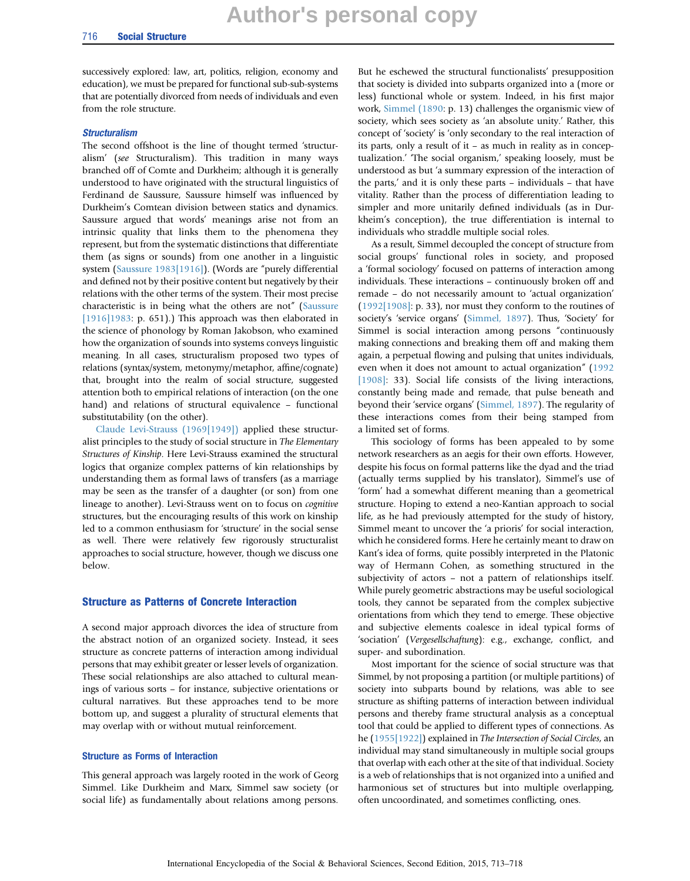successively explored: law, art, politics, religion, economy and education), we must be prepared for functional sub-sub-systems that are potentially divorced from needs of individuals and even from the role structure.

#### *Structuralism*

The second offshoot is the line of thought termed 'structuralism' (*see* Structuralism). This tradition in many ways branched off of Comte and Durkheim; although it is generally understood to have originated with the structural linguistics of Ferdinand de Saussure, Saussure himself was influenced by Durkheim's Comtean division between statics and dynamics. Saussure argued that words' meanings arise not from an intrinsic quality that links them to the phenomena they represent, but from the systematic distinctions that differentiate them (as signs or sounds) from one another in a linguistic system (Saussure 1983[1916]). (Words are "purely differential and defined not by their positive content but negatively by their relations with the other terms of the system. Their most precise characteristic is in being what the others are not" (Saussure [1916]1983: p. 651).) This approach was then elaborated in the science of phonology by Roman Jakobson, who examined how the organization of sounds into systems conveys linguistic meaning. In all cases, structuralism proposed two types of relations (syntax/system, metonymy/metaphor, affine/cognate) that, brought into the realm of social structure, suggested attention both to empirical relations of interaction (on the one hand) and relations of structural equivalence – functional substitutability (on the other).

Claude Levi-Strauss (1969[1949]) applied these structuralist principles to the study of social structure in *The Elementary Structures of Kinship*. Here Levi-Strauss examined the structural logics that organize complex patterns of kin relationships by understanding them as formal laws of transfers (as a marriage may be seen as the transfer of a daughter (or son) from one lineage to another). Levi-Strauss went on to focus on *cognitive* structures, but the encouraging results of this work on kinship led to a common enthusiasm for 'structure' in the social sense as well. There were relatively few rigorously structuralist approaches to social structure, however, though we discuss one below.

## Structure as Patterns of Concrete Interaction

A second major approach divorces the idea of structure from the abstract notion of an organized society. Instead, it sees structure as concrete patterns of interaction among individual persons that may exhibit greater or lesser levels of organization. These social relationships are also attached to cultural meanings of various sorts – for instance, subjective orientations or cultural narratives. But these approaches tend to be more bottom up, and suggest a plurality of structural elements that may overlap with or without mutual reinforcement.

### Structure as Forms of Interaction

This general approach was largely rooted in the work of Georg Simmel. Like Durkheim and Marx, Simmel saw society (or social life) as fundamentally about relations among persons. But he eschewed the structural functionalists' presupposition that society is divided into subparts organized into a (more or less) functional whole or system. Indeed, in his first major work, Simmel (1890: p. 13) challenges the organismic view of society, which sees society as 'an absolute unity.' Rather, this concept of 'society' is 'only secondary to the real interaction of its parts, only a result of it – as much in reality as in conceptualization.' 'The social organism,' speaking loosely, must be understood as but 'a summary expression of the interaction of the parts,' and it is only these parts – individuals – that have vitality. Rather than the process of differentiation leading to simpler and more unitarily defined individuals (as in Durkheim's conception), the true differentiation is internal to individuals who straddle multiple social roles.

As a result, Simmel decoupled the concept of structure from social groups' functional roles in society, and proposed a 'formal sociology' focused on patterns of interaction among individuals. These interactions – continuously broken off and remade – do not necessarily amount to 'actual organization' (1992[1908]: p. 33), nor must they conform to the routines of society's 'service organs' (Simmel, 1897). Thus, 'Society' for Simmel is social interaction among persons "continuously making connections and breaking them off and making them again, a perpetual flowing and pulsing that unites individuals, even when it does not amount to actual organization" (1992 [1908]: 33). Social life consists of the living interactions, constantly being made and remade, that pulse beneath and beyond their 'service organs' (Simmel, 1897). The regularity of these interactions comes from their being stamped from a limited set of forms.

This sociology of forms has been appealed to by some network researchers as an aegis for their own efforts. However, despite his focus on formal patterns like the dyad and the triad (actually terms supplied by his translator), Simmel's use of 'form' had a somewhat different meaning than a geometrical structure. Hoping to extend a neo-Kantian approach to social life, as he had previously attempted for the study of history, Simmel meant to uncover the 'a prioris' for social interaction, which he considered forms. Here he certainly meant to draw on Kant's idea of forms, quite possibly interpreted in the Platonic way of Hermann Cohen, as something structured in the subjectivity of actors – not a pattern of relationships itself. While purely geometric abstractions may be useful sociological tools, they cannot be separated from the complex subjective orientations from which they tend to emerge. These objective and subjective elements coalesce in ideal typical forms of 'sociation' (*Vergesellschaftung*): e.g., exchange, conflict, and super- and subordination.

Most important for the science of social structure was that Simmel, by not proposing a partition (or multiple partitions) of society into subparts bound by relations, was able to see structure as shifting patterns of interaction between individual persons and thereby frame structural analysis as a conceptual tool that could be applied to different types of connections. As he (1955[1922]) explained in *The Intersection of Social Circles*, an individual may stand simultaneously in multiple social groups that overlap with each other at the site of that individual. Society is a web of relationships that is not organized into a unified and harmonious set of structures but into multiple overlapping, often uncoordinated, and sometimes conflicting, ones.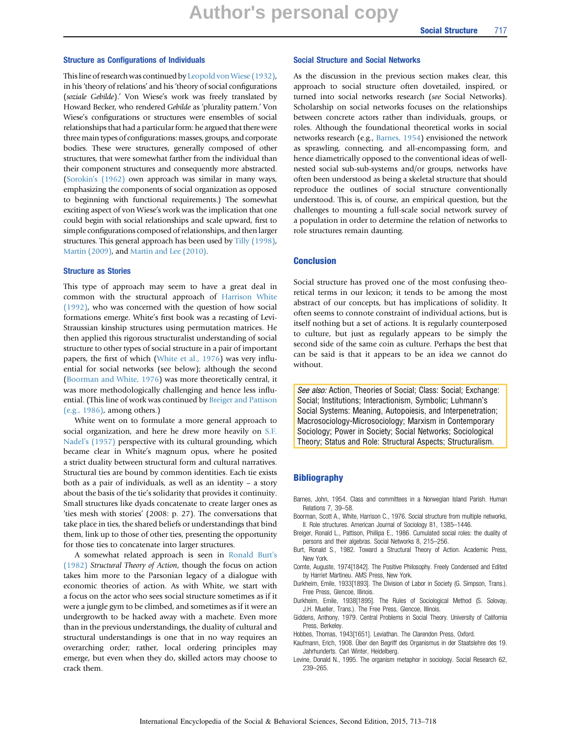### Structure as Configurations of Individuals

This line of research was continued by Leopold von Wiese (1932), in his 'theory of relations' and his 'theory of social configurations (*soziale Gebilde*).' Von Wiese's work was freely translated by Howard Becker, who rendered *Gebilde* as 'plurality pattern.' Von Wiese's configurations or structures were ensembles of social relationships that had a particular form: he argued that there were three main types of configurations: masses, groups, and corporate bodies. These were structures, generally composed of other structures, that were somewhat farther from the individual than their component structures and consequently more abstracted. (Sorokin's (1962) own approach was similar in many ways, emphasizing the components of social organization as opposed to beginning with functional requirements.) The somewhat exciting aspect of von Wiese's work was the implication that one could begin with social relationships and scale upward, first to simple configurations composed of relationships, and then larger structures. This general approach has been used by Tilly (1998), Martin (2009), and Martin and Lee (2010).

### Structure as Stories

This type of approach may seem to have a great deal in common with the structural approach of Harrison White (1992), who was concerned with the question of how social formations emerge. White's first book was a recasting of Levi-Straussian kinship structures using permutation matrices. He then applied this rigorous structuralist understanding of social structure to other types of social structure in a pair of important papers, the first of which (White et al., 1976) was very influential for social networks (see below); although the second (Boorman and White, 1976) was more theoretically central, it was more methodologically challenging and hence less influential. (This line of work was continued by Breiger and Pattison (e.g., 1986), among others.)

White went on to formulate a more general approach to social organization, and here he drew more heavily on S.F. Nadel's (1957) perspective with its cultural grounding, which became clear in White's magnum opus, where he posited a strict duality between structural form and cultural narratives. Structural ties are bound by common identities. Each tie exists both as a pair of individuals, as well as an identity – a story about the basis of the tie's solidarity that provides it continuity. Small structures like dyads concatenate to create larger ones as 'ties mesh with stories' (2008: p. 27). The conversations that take place in ties, the shared beliefs or understandings that bind them, link up to those of other ties, presenting the opportunity for those ties to concatenate into larger structures.

A somewhat related approach is seen in Ronald Burt's (1982) *Structural Theory of Action*, though the focus on action takes him more to the Parsonian legacy of a dialogue with economic theories of action. As with White, we start with a focus on the actor who sees social structure sometimes as if it were a jungle gym to be climbed, and sometimes as if it were an undergrowth to be hacked away with a machete. Even more than in the previous understandings, the duality of cultural and structural understandings is one that in no way requires an overarching order; rather, local ordering principles may emerge, but even when they do, skilled actors may choose to crack them.

### Social Structure and Social Networks

As the discussion in the previous section makes clear, this approach to social structure often dovetailed, inspired, or turned into social networks research (*see* Social Networks). Scholarship on social networks focuses on the relationships between concrete actors rather than individuals, groups, or roles. Although the foundational theoretical works in social networks research (e.g., Barnes, 1954) envisioned the network as sprawling, connecting, and all-encompassing form, and hence diametrically opposed to the conventional ideas of well-nested social sub-sub-systems and/or groups, networks have often been understood as being a skeletal structure that should reproduce the outlines of social structure conventionally understood. This is, of course, an empirical question, but the challenges to mounting a full-scale social network survey of a population in order to determine the relation of networks to role structures remain daunting.

## Conclusion

Social structure has proved one of the most confusing theoretical terms in our lexicon; it tends to be among the most abstract of our concepts, but has implications of solidity. It often seems to connote constraint of individual actions, but is itself nothing but a set of actions. It is regularly counterposed to culture, but just as regularly appears to be simply the second side of the same coin as culture. Perhaps the best that can be said is that it appears to be an idea we cannot do without.

*See also:* Action, Theories of Social; Class: Social; Exchange: Social; Institutions; Interactionism, Symbolic; Luhmann's Social Systems: Meaning, Autopoiesis, and Interpenetration; Macrosociology-Microsociology; Marxism in Contemporary Sociology; Power in Society; Social Networks; Sociological Theory; Status and Role: Structural Aspects; Structuralism.

## Bibliography

Barnes, John, 1954. Class and committees in a Norwegian Island Parish. Human Relations 7, 39–58.

Boorman, Scott A., White, Harrison C., 1976. Social structure from multiple networks, II. Role structures. American Journal of Sociology 81, 1385–1446.

Breiger, Ronald L., Pattison, Phillipa E., 1986. Cumulated social roles: the duality of persons and their algebras. Social Networks 8, 215–256.

Burt, Ronald S., 1982. Toward a Structural Theory of Action. Academic Press, New York.

Comte, Auguste, 1974[1842]. The Positive Philosophy. Freely Condensed and Edited by Harriet Martineu. AMS Press, New York.

Durkheim, Emile, 1933[1893]. The Division of Labor in Society (G. Simpson, Trans.). Free Press, Glencoe, Illinois.

Durkheim, Emile, 1938[1895]. The Rules of Sociological Method (S. Solovay, J.H. Mueller, Trans.). The Free Press, Glencoe, Illinois.

Giddens, Anthony, 1979. Central Problems in Social Theory. University of California Press, Berkeley.

Hobbes, Thomas, 1943[1651]. Leviathan. The Clarendon Press, Oxford.

Kaufmann, Erich, 1908. Über den Begriff des Organismus in der Staatslehre des 19. Jahrhunderts. Carl Winter, Heidelberg.

Levine, Donald N., 1995. The organism metaphor in sociology. Social Research 62, 239–265.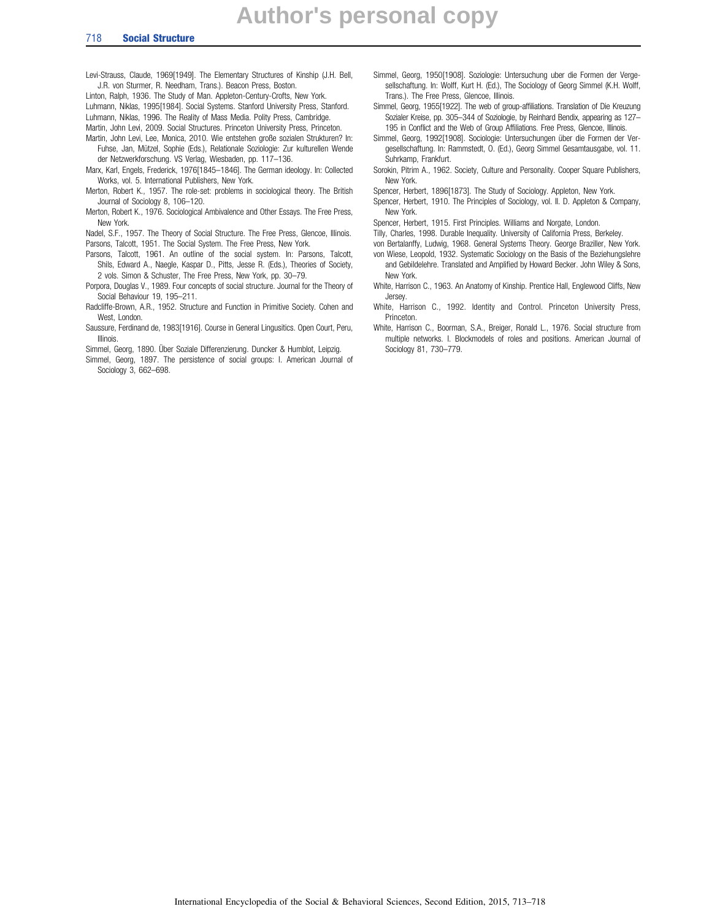Levi-Strauss, Claude, 1969[1949]. The Elementary Structures of Kinship (J.H. Bell, J.R. von Sturmer, R. Needham, Trans.). Beacon Press, Boston.

Linton, Ralph, 1936. The Study of Man. Appleton-Century-Crofts, New York.

Luhmann, Niklas, 1995[1984]. Social Systems. Stanford University Press, Stanford.

Luhmann, Niklas, 1996. The Reality of Mass Media. Polity Press, Cambridge.

Martin, John Levi, 2009. Social Structures. Princeton University Press, Princeton.

Martin, John Levi, Lee, Monica, 2010. Wie entstehen große sozialen Strukturen? In: Fuhse, Jan, Mützel, Sophie (Eds.), Relationale Soziologie: Zur kulturellen Wende der Netzwerkforschung. VS Verlag, Wiesbaden, pp. 117–136.

Marx, Karl, Engels, Frederick, 1976[1845–1846]. The German ideology. In: Collected Works, vol. 5. International Publishers, New York.

Merton, Robert K., 1957. The role-set: problems in sociological theory. The British Journal of Sociology 8, 106–120.

Merton, Robert K., 1976. Sociological Ambivalence and Other Essays. The Free Press, New York.

Nadel, S.F., 1957. The Theory of Social Structure. The Free Press, Glencoe, Illinois.

Parsons, Talcott, 1951. The Social System. The Free Press, New York.

Parsons, Talcott, 1961. An outline of the social system. In: Parsons, Talcott, Shils, Edward A., Naegle, Kaspar D., Pitts, Jesse R. (Eds.), Theories of Society, 2 vols. Simon & Schuster, The Free Press, New York, pp. 30–79.

Porpora, Douglas V., 1989. Four concepts of social structure. Journal for the Theory of Social Behaviour 19, 195–211.

Radcliffe-Brown, A.R., 1952. Structure and Function in Primitive Society. Cohen and West, London.

Saussure, Ferdinand de, 1983[1916]. Course in General Lingusitics. Open Court, Peru, Illinois.

Simmel, Georg, 1890. Über Soziale Differenzierung. Duncker & Humblot, Leipzig.

Simmel, Georg, 1897. The persistence of social groups: I. American Journal of Sociology 3, 662–698.

Simmel, Georg, 1950[1908]. Soziologie: Untersuchung uber die Formen der Vergesellschaftung. In: Wolff, Kurt H. (Ed.), The Sociology of Georg Simmel (K.H. Wolff, Trans.). The Free Press, Glencoe, Illinois.

Simmel, Georg, 1955[1922]. The web of group-affiliations. Translation of Die Kreuzung Sozialer Kreise, pp. 305–344 of Soziologie, by Reinhard Bendix, appearing as 127–195 in Conflict and the Web of Group Affiliations. Free Press, Glencoe, Illinois.

Simmel, Georg, 1992[1908]. Soziologie: Untersuchungen über die Formen der Vergesellschaftung. In: Rammstedt, O. (Ed.), Georg Simmel Gesamtausgabe, vol. 11. Suhrkamp, Frankfurt.

Sorokin, Pitrim A., 1962. Society, Culture and Personality. Cooper Square Publishers, New York.

Spencer, Herbert, 1896[1873]. The Study of Sociology. Appleton, New York.

Spencer, Herbert, 1910. The Principles of Sociology, vol. II. D. Appleton & Company, New York.

Spencer, Herbert, 1915. First Principles. Williams and Norgate, London.

Tilly, Charles, 1998. Durable Inequality. University of California Press, Berkeley.

von Bertalanffy, Ludwig, 1968. General Systems Theory. George Braziller, New York.

von Wiese, Leopold, 1932. Systematic Sociology on the Basis of the Beziehungslehre and Gebildelehre. Translated and Amplified by Howard Becker. John Wiley & Sons, New York.

White, Harrison C., 1963. An Anatomy of Kinship. Prentice Hall, Englewood Cliffs, New Jersey.

White, Harrison C., 1992. Identity and Control. Princeton University Press, Princeton.

White, Harrison C., Boorman, S.A., Breiger, Ronald L., 1976. Social structure from multiple networks. I. Blockmodels of roles and positions. American Journal of Sociology 81, 730–779.